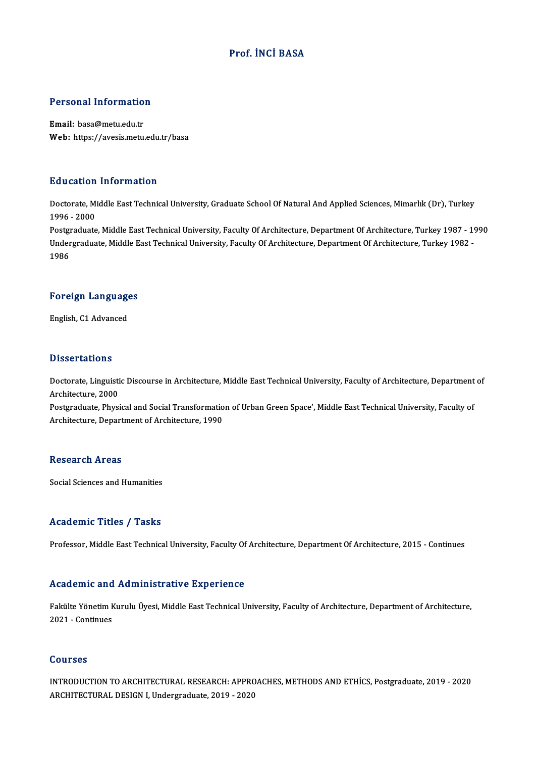# Prof. İNCİ BASA

## Personal Information

**Email:** basa@metu.edu.tr
**Web:** https://avesis.metu.edu.tr/basa

## Education Information

Doctorate, Middle East Technical University, Graduate School Of Natural And Applied Sciences, Mimarlık (Dr), Turkey 1996 - 2000
Postgraduate, Middle East Technical University, Faculty Of Architecture, Department Of Architecture, Turkey 1987 - 1990
Undergraduate, Middle East Technical University, Faculty Of Architecture, Department Of Architecture, Turkey 1982 - 1986

## Foreign Languages

English, C1 Advanced

## Dissertations

Doctorate, Linguistic Discourse in Architecture, Middle East Technical University, Faculty of Architecture, Department of Architecture, 2000
Postgraduate, Physical and Social Transformation of Urban Green Space', Middle East Technical University, Faculty of Architecture, Department of Architecture, 1990

## Research Areas

Social Sciences and Humanities

## Academic Titles / Tasks

Professor, Middle East Technical University, Faculty Of Architecture, Department Of Architecture, 2015 - Continues

## Academic and Administrative Experience

Fakülte Yönetim Kurulu Üyesi, Middle East Technical University, Faculty of Architecture, Department of Architecture, 2021 - Continues

## Courses

INTRODUCTION TO ARCHITECTURAL RESEARCH: APPROACHES, METHODS AND ETHİCS, Postgraduate, 2019 - 2020
ARCHITECTURAL DESIGN I, Undergraduate, 2019 - 2020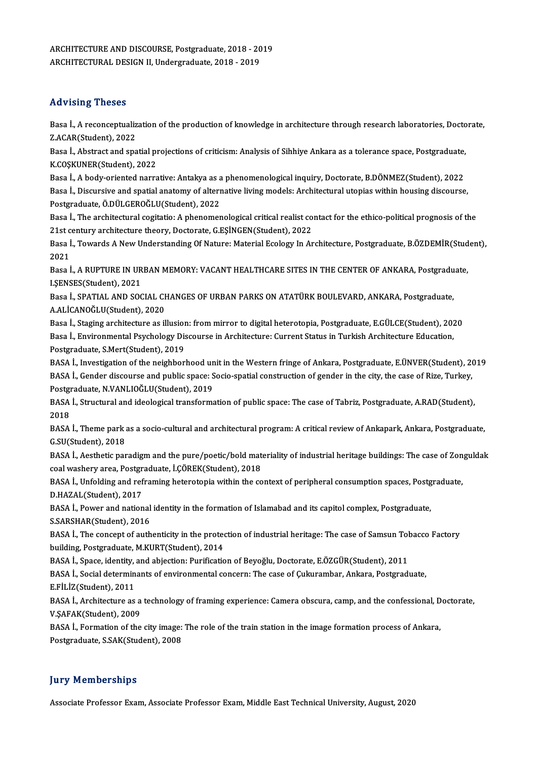ARCHITECTURE AND DISCOURSE, Postgraduate, 2018 - 2019
ARCHITECTURAL DESIGN II, Undergraduate, 2018 - 2019

## Advising Theses

Basa İ., A reconceptualization of the production of knowledge in architecture through research laboratories, Doctorate, Z.ACAR(Student), 2022

Basa İ., Abstract and spatial projections of criticism: Analysis of Sihhiye Ankara as a tolerance space, Postgraduate, K.COŞKUNER(Student), 2022

Basa İ., A body-oriented narrative: Antakya as a phenomenological inquiry, Doctorate, B.DÖNMEZ(Student), 2022

Basa İ., Discursive and spatial anatomy of alternative living models: Architectural utopias within housing discourse, Postgraduate, Ö.DÜLGEROĞLU(Student), 2022

Basa İ., The architectural cogitatio: A phenomenological critical realist contact for the ethico-political prognosis of the 21st century architecture theory, Doctorate, G.EŞİNGEN(Student), 2022

Basa İ., Towards A New Understanding Of Nature: Material Ecology In Architecture, Postgraduate, B.ÖZDEMİR(Student), 2021

Basa İ., A RUPTURE IN URBAN MEMORY: VACANT HEALTHCARE SITES IN THE CENTER OF ANKARA, Postgraduate, I.ŞENSES(Student), 2021

Basa İ., SPATIAL AND SOCIAL CHANGES OF URBAN PARKS ON ATATÜRK BOULEVARD, ANKARA, Postgraduate, A.ALİCANOĞLU(Student), 2020

Basa İ., Staging architecture as illusion: from mirror to digital heterotopia, Postgraduate, E.GÜLCE(Student), 2020

Basa İ., Environmental Psychology Discourse in Architecture: Current Status in Turkish Architecture Education, Postgraduate, S.Mert(Student), 2019

BASA İ., Investigation of the neighborhood unit in the Western fringe of Ankara, Postgraduate, E.ÜNVER(Student), 2019

BASA İ., Gender discourse and public space: Socio-spatial construction of gender in the city, the case of Rize, Turkey, Postgraduate, N.VANLIOĞLU(Student), 2019

BASA İ., Structural and ideological transformation of public space: The case of Tabriz, Postgraduate, A.RAD(Student), 2018

BASA İ., Theme park as a socio-cultural and architectural program: A critical review of Ankapark, Ankara, Postgraduate, G.SU(Student), 2018

BASA İ., Aesthetic paradigm and the pure/poetic/bold materiality of industrial heritage buildings: The case of Zonguldak coal washery area, Postgraduate, İ.ÇÖREK(Student), 2018

BASA İ., Unfolding and reframing heterotopia within the context of peripheral consumption spaces, Postgraduate, D.HAZAL(Student), 2017

BASA İ., Power and national identity in the formation of Islamabad and its capitol complex, Postgraduate, S.SARSHAR(Student), 2016

BASA İ., The concept of authenticity in the protection of industrial heritage: The case of Samsun Tobacco Factory building, Postgraduate, M.KURT(Student), 2014

BASA İ., Space, identity, and abjection: Purification of Beyoğlu, Doctorate, E.ÖZGÜR(Student), 2011

BASA İ., Social determinants of environmental concern: The case of Çukurambar, Ankara, Postgraduate, E.FİLİZ(Student), 2011

BASA İ., Architecture as a technology of framing experience: Camera obscura, camp, and the confessional, Doctorate, V.ŞAFAK(Student), 2009

BASA İ., Formation of the city image: The role of the train station in the image formation process of Ankara, Postgraduate, S.SAK(Student), 2008

## Jury Memberships

Associate Professor Exam, Associate Professor Exam, Middle East Technical University, August, 2020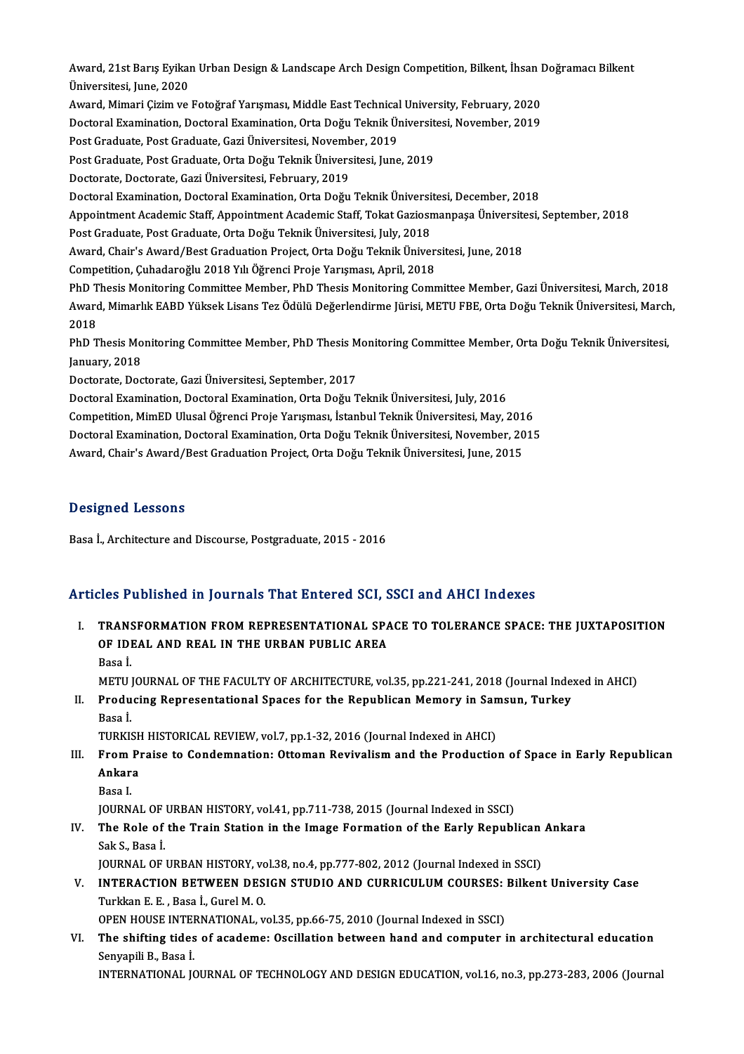Award, 21st Barış Eyikan Urban Design & Landscape Arch Design Competition, Bilkent, İhsan Doğramacı Bilkent Üniversitesi, June, 2020
Award, Mimari Çizim ve Fotoğraf Yarışması, Middle East Technical University, February, 2020
Doctoral Examination, Doctoral Examination, Orta Doğu Teknik Üniversitesi, November, 2019
Post Graduate, Post Graduate, Gazi Üniversitesi, November, 2019
Post Graduate, Post Graduate, Orta Doğu Teknik Üniversitesi, June, 2019
Doctorate, Doctorate, Gazi Üniversitesi, February, 2019
Doctoral Examination, Doctoral Examination, Orta Doğu Teknik Üniversitesi, December, 2018
Appointment Academic Staff, Appointment Academic Staff, Tokat Gaziosmanpaşa Üniversitesi, September, 2018
Post Graduate, Post Graduate, Orta Doğu Teknik Üniversitesi, July, 2018
Award, Chair's Award/Best Graduation Project, Orta Doğu Teknik Üniversitesi, June, 2018
Competition, Çuhadaroğlu 2018 Yılı Öğrenci Proje Yarışması, April, 2018
PhD Thesis Monitoring Committee Member, PhD Thesis Monitoring Committee Member, Gazi Üniversitesi, March, 2018
Award, Mimarlık EABD Yüksek Lisans Tez Ödülü Değerlendirme Jürisi, METU FBE, Orta Doğu Teknik Üniversitesi, March, 2018
PhD Thesis Monitoring Committee Member, PhD Thesis Monitoring Committee Member, Orta Doğu Teknik Üniversitesi, January, 2018
Doctorate, Doctorate, Gazi Üniversitesi, September, 2017
Doctoral Examination, Doctoral Examination, Orta Doğu Teknik Üniversitesi, July, 2016
Competition, MimED Ulusal Öğrenci Proje Yarışması, İstanbul Teknik Üniversitesi, May, 2016
Doctoral Examination, Doctoral Examination, Orta Doğu Teknik Üniversitesi, November, 2015
Award, Chair's Award/Best Graduation Project, Orta Doğu Teknik Üniversitesi, June, 2015

## Designed Lessons

Basa İ., Architecture and Discourse, Postgraduate, 2015 - 2016

## Articles Published in Journals That Entered SCI, SSCI and AHCI Indexes

I. **TRANSFORMATION FROM REPRESENTATIONAL SPACE TO TOLERANCE SPACE: THE JUXTAPOSITION OF IDEAL AND REAL IN THE URBAN PUBLIC AREA**
Basa İ.
METU JOURNAL OF THE FACULTY OF ARCHITECTURE, vol.35, pp.221-241, 2018 (Journal Indexed in AHCI)

II. **Producing Representational Spaces for the Republican Memory in Samsun, Turkey**
Basa İ.
TURKISH HISTORICAL REVIEW, vol.7, pp.1-32, 2016 (Journal Indexed in AHCI)

III. **From Praise to Condemnation: Ottoman Revivalism and the Production of Space in Early Republican Ankara**
Basa I.
JOURNAL OF URBAN HISTORY, vol.41, pp.711-738, 2015 (Journal Indexed in SSCI)

IV. **The Role of the Train Station in the Image Formation of the Early Republican Ankara**
Sak S., Basa İ.
JOURNAL OF URBAN HISTORY, vol.38, no.4, pp.777-802, 2012 (Journal Indexed in SSCI)

V. **INTERACTION BETWEEN DESIGN STUDIO AND CURRICULUM COURSES: Bilkent University Case**
Turkkan E. E. , Basa İ., Gurel M. O.
OPEN HOUSE INTERNATIONAL, vol.35, pp.66-75, 2010 (Journal Indexed in SSCI)

VI. **The shifting tides of academe: Oscillation between hand and computer in architectural education**
Senyapili B., Basa İ.
INTERNATIONAL JOURNAL OF TECHNOLOGY AND DESIGN EDUCATION, vol.16, no.3, pp.273-283, 2006 (Journal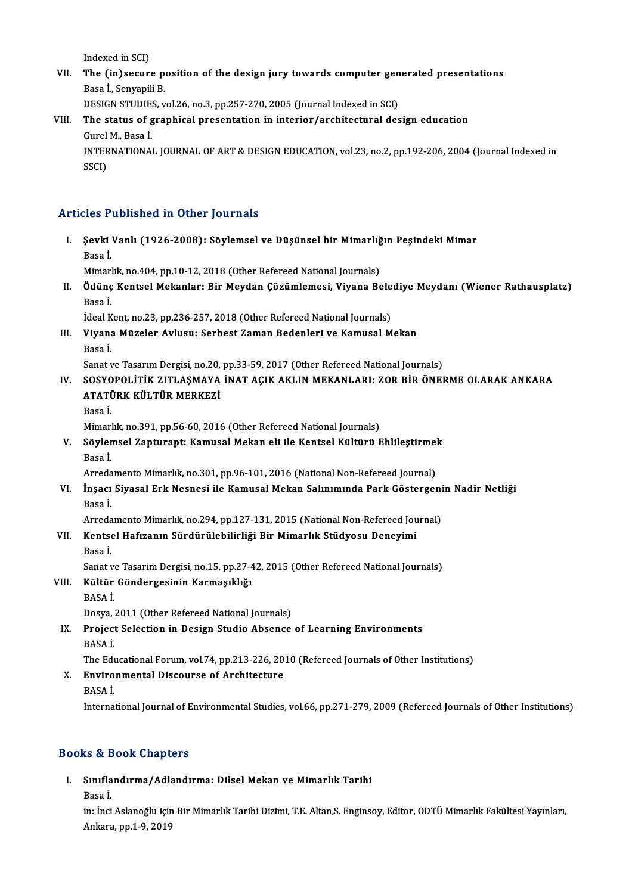Indexed in SCI)

VII. **The (in)secure position of the design jury towards computer generated presentations**
Basa İ., Senyapili B.
DESIGN STUDIES, vol.26, no.3, pp.257-270, 2005 (Journal Indexed in SCI)

VIII. **The status of graphical presentation in interior/architectural design education**
Gurel M., Basa İ.
INTERNATIONAL JOURNAL OF ART & DESIGN EDUCATION, vol.23, no.2, pp.192-206, 2004 (Journal Indexed in SSCI)

## Articles Published in Other Journals

I. **Şevki Vanlı (1926-2008): Söylemsel ve Düşünsel bir Mimarlığın Peşindeki Mimar**
Basa İ.
Mimarlık, no.404, pp.10-12, 2018 (Other Refereed National Journals)

II. **Ödünç Kentsel Mekanlar: Bir Meydan Çözümlemesi, Viyana Belediye Meydanı (Wiener Rathausplatz)**
Basa İ.
İdeal Kent, no.23, pp.236-257, 2018 (Other Refereed National Journals)

III. **Viyana Müzeler Avlusu: Serbest Zaman Bedenleri ve Kamusal Mekan**
Basa İ.
Sanat ve Tasarım Dergisi, no.20, pp.33-59, 2017 (Other Refereed National Journals)

IV. **SOSYOPOLİTİK ZITLAŞMAYA İNAT AÇIK AKLIN MEKANLARI: ZOR BİR ÖNERME OLARAK ANKARA ATATÜRK KÜLTÜR MERKEZİ**
Basa İ.
Mimarlık, no.391, pp.56-60, 2016 (Other Refereed National Journals)

V. **Söylemsel Zapturapt: Kamusal Mekan eli ile Kentsel Kültürü Ehlileştirmek**
Basa İ.
Arredamento Mimarlık, no.301, pp.96-101, 2016 (National Non-Refereed Journal)

VI. **İnşacı Siyasal Erk Nesnesi ile Kamusal Mekan Salınımında Park Göstergenin Nadir Netliği**
Basa İ.
Arredamento Mimarlık, no.294, pp.127-131, 2015 (National Non-Refereed Journal)

VII. **Kentsel Hafızanın Sürdürülebilirliği Bir Mimarlık Stüdyosu Deneyimi**
Basa İ.
Sanat ve Tasarım Dergisi, no.15, pp.27-42, 2015 (Other Refereed National Journals)

VIII. **Kültür Göndergesinin Karmaşıklığı**
BASA İ.
Dosya, 2011 (Other Refereed National Journals)

IX. **Project Selection in Design Studio Absence of Learning Environments**
BASA İ.
The Educational Forum, vol.74, pp.213-226, 2010 (Refereed Journals of Other Institutions)

X. **Environmental Discourse of Architecture**
BASA İ.
International Journal of Environmental Studies, vol.66, pp.271-279, 2009 (Refereed Journals of Other Institutions)

## Books & Book Chapters

I. **Sınıflandırma/Adlandırma: Dilsel Mekan ve Mimarlık Tarihi**
Basa İ.
in: İnci Aslanoğlu için Bir Mimarlık Tarihi Dizimi, T.E. Altan,S. Enginsoy, Editor, ODTÜ Mimarlık Fakültesi Yayınları, Ankara, pp.1-9, 2019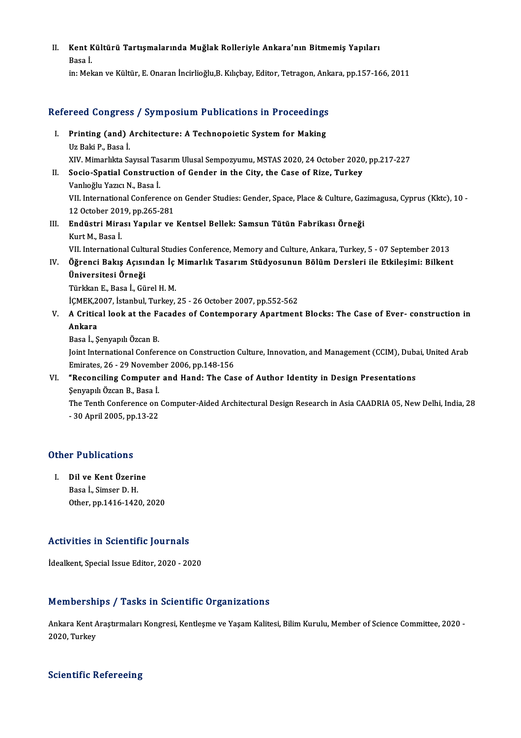II. **Kent Kültürü Tartışmalarında Muğlak Rolleriyle Ankara'nın Bitmemiş Yapıları**
Basa İ.
in: Mekan ve Kültür, E. Onaran İncirlioğlu,B. Kılıçbay, Editor, Tetragon, Ankara, pp.157-166, 2011

## Refereed Congress / Symposium Publications in Proceedings

I. **Printing (and) Architecture: A Technopoietic System for Making**
Uz Baki P., Basa İ.
XIV. Mimarlıkta Sayısal Tasarım Ulusal Sempozyumu, MSTAS 2020, 24 October 2020, pp.217-227

II. **Socio-Spatial Construction of Gender in the City, the Case of Rize, Turkey**
Vanlıoğlu Yazıcı N., Basa İ.
VII. International Conference on Gender Studies: Gender, Space, Place & Culture, Gazimagusa, Cyprus (Kktc), 10 - 12 October 2019, pp.265-281

III. **Endüstri Mirası Yapılar ve Kentsel Bellek: Samsun Tütün Fabrikası Örneği**
Kurt M., Basa İ.
VII. International Cultural Studies Conference, Memory and Culture, Ankara, Turkey, 5 - 07 September 2013

IV. **Öğrenci Bakış Açısından İç Mimarlık Tasarım Stüdyosunun Bölüm Dersleri ile Etkileşimi: Bilkent Üniversitesi Örneği**
Türkkan E., Basa İ., Gürel H. M.
İÇMEK,2007, İstanbul, Turkey, 25 - 26 October 2007, pp.552-562

V. **A Critical look at the Facades of Contemporary Apartment Blocks: The Case of Ever- construction in Ankara**
Basa İ., Şenyapılı Özcan B.
Joint International Conference on Construction Culture, Innovation, and Management (CCIM), Dubai, United Arab Emirates, 26 - 29 November 2006, pp.148-156

VI. **"Reconciling Computer and Hand: The Case of Author Identity in Design Presentations**
Şenyapılı Özcan B., Basa İ.
The Tenth Conference on Computer-Aided Architectural Design Research in Asia CAADRIA 05, New Delhi, India, 28 - 30 April 2005, pp.13-22

## Other Publications

I. **Dil ve Kent Üzerine**
Basa İ., Simser D. H.
Other, pp.1416-1420, 2020

## Activities in Scientific Journals

İdealkent, Special Issue Editor, 2020 - 2020

## Memberships / Tasks in Scientific Organizations

Ankara Kent Araştırmaları Kongresi, Kentleşme ve Yaşam Kalitesi, Bilim Kurulu, Member of Science Committee, 2020 - 2020, Turkey

## Scientific Refereeing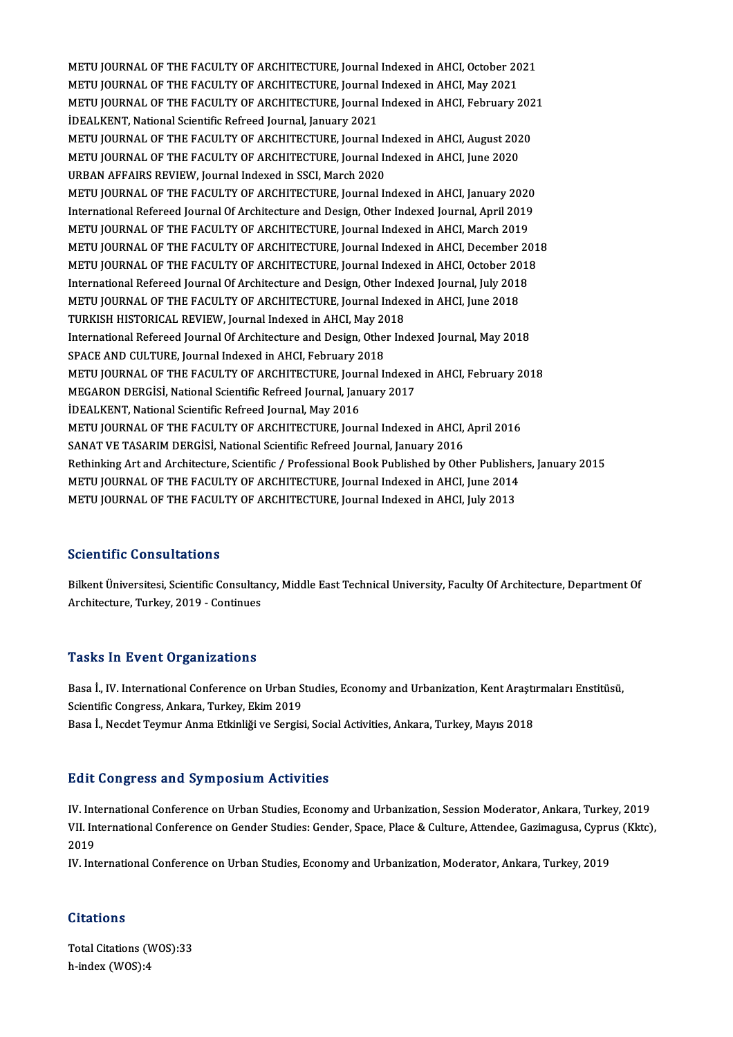METU JOURNAL OF THE FACULTY OF ARCHITECTURE, Journal Indexed in AHCI, October 2021
METU JOURNAL OF THE FACULTY OF ARCHITECTURE, Journal Indexed in AHCI, May 2021
METU JOURNAL OF THE FACULTY OF ARCHITECTURE, Journal Indexed in AHCI, February 2021
İDEALKENT, National Scientific Refreed Journal, January 2021
METU JOURNAL OF THE FACULTY OF ARCHITECTURE, Journal Indexed in AHCI, August 2020
METU JOURNAL OF THE FACULTY OF ARCHITECTURE, Journal Indexed in AHCI, June 2020
URBAN AFFAIRS REVIEW, Journal Indexed in SSCI, March 2020
METU JOURNAL OF THE FACULTY OF ARCHITECTURE, Journal Indexed in AHCI, January 2020
International Refereed Journal Of Architecture and Design, Other Indexed Journal, April 2019
METU JOURNAL OF THE FACULTY OF ARCHITECTURE, Journal Indexed in AHCI, March 2019
METU JOURNAL OF THE FACULTY OF ARCHITECTURE, Journal Indexed in AHCI, December 2018
METU JOURNAL OF THE FACULTY OF ARCHITECTURE, Journal Indexed in AHCI, October 2018
International Refereed Journal Of Architecture and Design, Other Indexed Journal, July 2018
METU JOURNAL OF THE FACULTY OF ARCHITECTURE, Journal Indexed in AHCI, June 2018
TURKISH HISTORICAL REVIEW, Journal Indexed in AHCI, May 2018
International Refereed Journal Of Architecture and Design, Other Indexed Journal, May 2018
SPACE AND CULTURE, Journal Indexed in AHCI, February 2018
METU JOURNAL OF THE FACULTY OF ARCHITECTURE, Journal Indexed in AHCI, February 2018
MEGARON DERGİSİ, National Scientific Refreed Journal, January 2017
İDEALKENT, National Scientific Refreed Journal, May 2016
METU JOURNAL OF THE FACULTY OF ARCHITECTURE, Journal Indexed in AHCI, April 2016
SANAT VE TASARIM DERGİSİ, National Scientific Refreed Journal, January 2016
Rethinking Art and Architecture, Scientific / Professional Book Published by Other Publishers, January 2015
METU JOURNAL OF THE FACULTY OF ARCHITECTURE, Journal Indexed in AHCI, June 2014
METU JOURNAL OF THE FACULTY OF ARCHITECTURE, Journal Indexed in AHCI, July 2013

## Scientific Consultations

Bilkent Üniversitesi, Scientific Consultancy, Middle East Technical University, Faculty Of Architecture, Department Of Architecture, Turkey, 2019 - Continues

## Tasks In Event Organizations

Basa İ., IV. International Conference on Urban Studies, Economy and Urbanization, Kent Araştırmaları Enstitüsü, Scientific Congress, Ankara, Turkey, Ekim 2019
Basa İ., Necdet Teymur Anma Etkinliği ve Sergisi, Social Activities, Ankara, Turkey, Mayıs 2018

## Edit Congress and Symposium Activities

IV. International Conference on Urban Studies, Economy and Urbanization, Session Moderator, Ankara, Turkey, 2019
VII. International Conference on Gender Studies: Gender, Space, Place & Culture, Attendee, Gazimagusa, Cyprus (Kktc), 2019
IV. International Conference on Urban Studies, Economy and Urbanization, Moderator, Ankara, Turkey, 2019

## Citations

Total Citations (WOS):33
h-index (WOS):4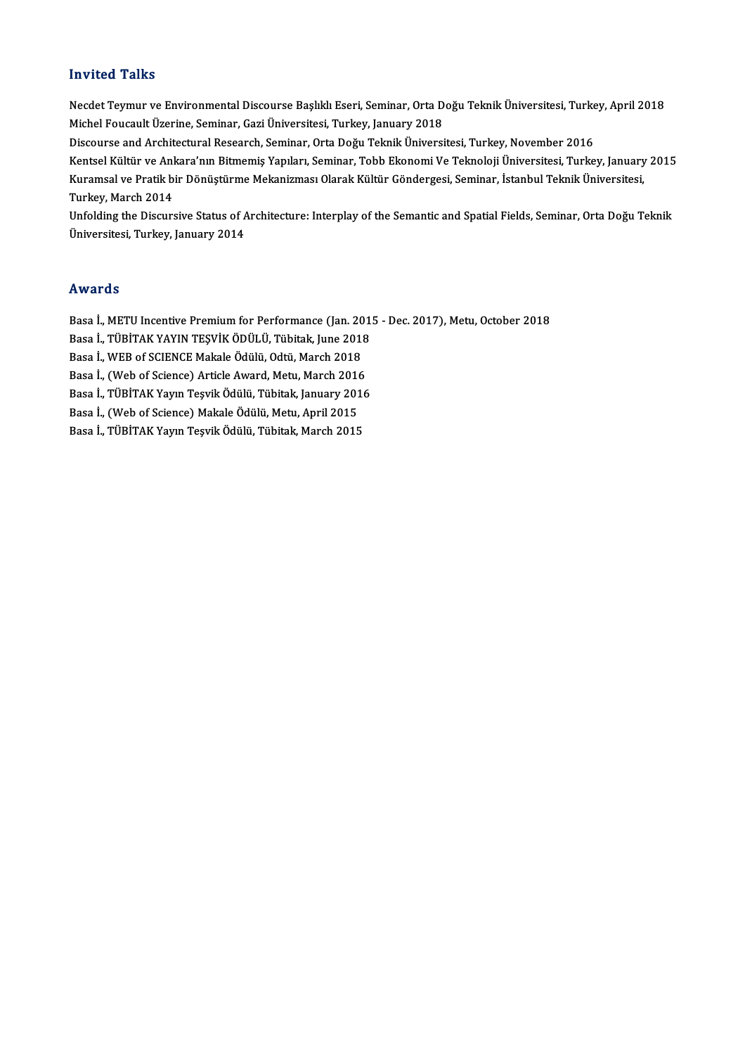## Invited Talks

Necdet Teymur ve Environmental Discourse Başlıklı Eseri, Seminar, Orta Doğu Teknik Üniversitesi, Turkey, April 2018
Michel Foucault Üzerine, Seminar, Gazi Üniversitesi, Turkey, January 2018
Discourse and Architectural Research, Seminar, Orta Doğu Teknik Üniversitesi, Turkey, November 2016
Kentsel Kültür ve Ankara'nın Bitmemiş Yapıları, Seminar, Tobb Ekonomi Ve Teknoloji Üniversitesi, Turkey, January 2015
Kuramsal ve Pratik bir Dönüştürme Mekanizması Olarak Kültür Göndergesi, Seminar, İstanbul Teknik Üniversitesi, Turkey, March 2014
Unfolding the Discursive Status of Architecture: Interplay of the Semantic and Spatial Fields, Seminar, Orta Doğu Teknik Üniversitesi, Turkey, January 2014

## Awards

Basa İ., METU Incentive Premium for Performance (Jan. 2015 - Dec. 2017), Metu, October 2018
Basa İ., TÜBİTAK YAYIN TEŞVİK ÖDÜLÜ, Tübitak, June 2018
Basa İ., WEB of SCIENCE Makale Ödülü, Odtü, March 2018
Basa İ., (Web of Science) Article Award, Metu, March 2016
Basa İ., TÜBİTAK Yayın Teşvik Ödülü, Tübitak, January 2016
Basa İ., (Web of Science) Makale Ödülü, Metu, April 2015
Basa İ., TÜBİTAK Yayın Teşvik Ödülü, Tübitak, March 2015